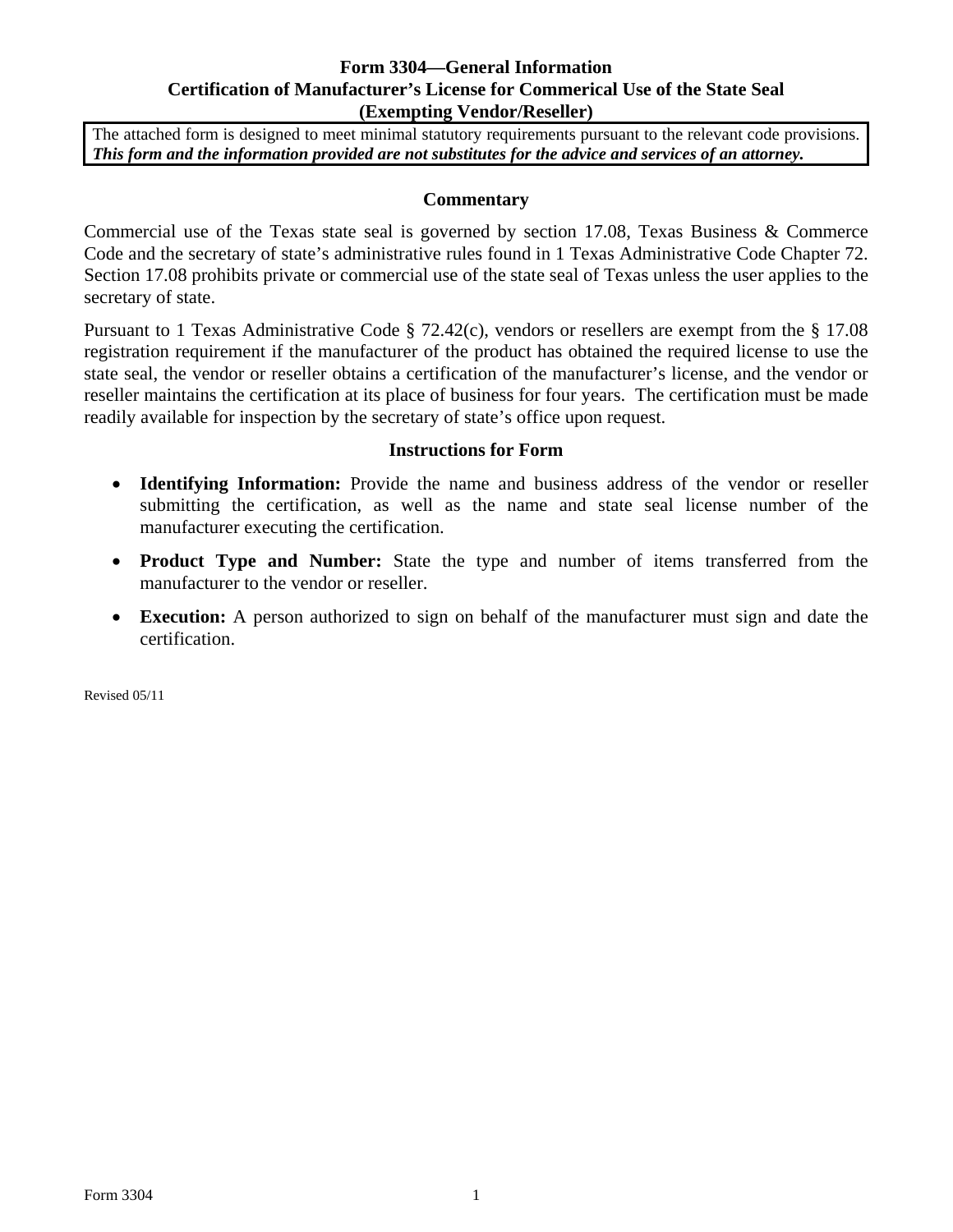# Form 3304—General Information
## Certification of Manufacturer's License for Commerical Use of the State Seal
## (Exempting Vendor/Reseller)

The attached form is designed to meet minimal statutory requirements pursuant to the relevant code provisions. ***This form and the information provided are not substitutes for the advice and services of an attorney.***

### Commentary

Commercial use of the Texas state seal is governed by section 17.08, Texas Business & Commerce Code and the secretary of state's administrative rules found in 1 Texas Administrative Code Chapter 72. Section 17.08 prohibits private or commercial use of the state seal of Texas unless the user applies to the secretary of state.

Pursuant to 1 Texas Administrative Code § 72.42(c), vendors or resellers are exempt from the § 17.08 registration requirement if the manufacturer of the product has obtained the required license to use the state seal, the vendor or reseller obtains a certification of the manufacturer's license, and the vendor or reseller maintains the certification at its place of business for four years. The certification must be made readily available for inspection by the secretary of state's office upon request.

### Instructions for Form

- **Identifying Information:** Provide the name and business address of the vendor or reseller submitting the certification, as well as the name and state seal license number of the manufacturer executing the certification.
- **Product Type and Number:** State the type and number of items transferred from the manufacturer to the vendor or reseller.
- **Execution:** A person authorized to sign on behalf of the manufacturer must sign and date the certification.

Revised 05/11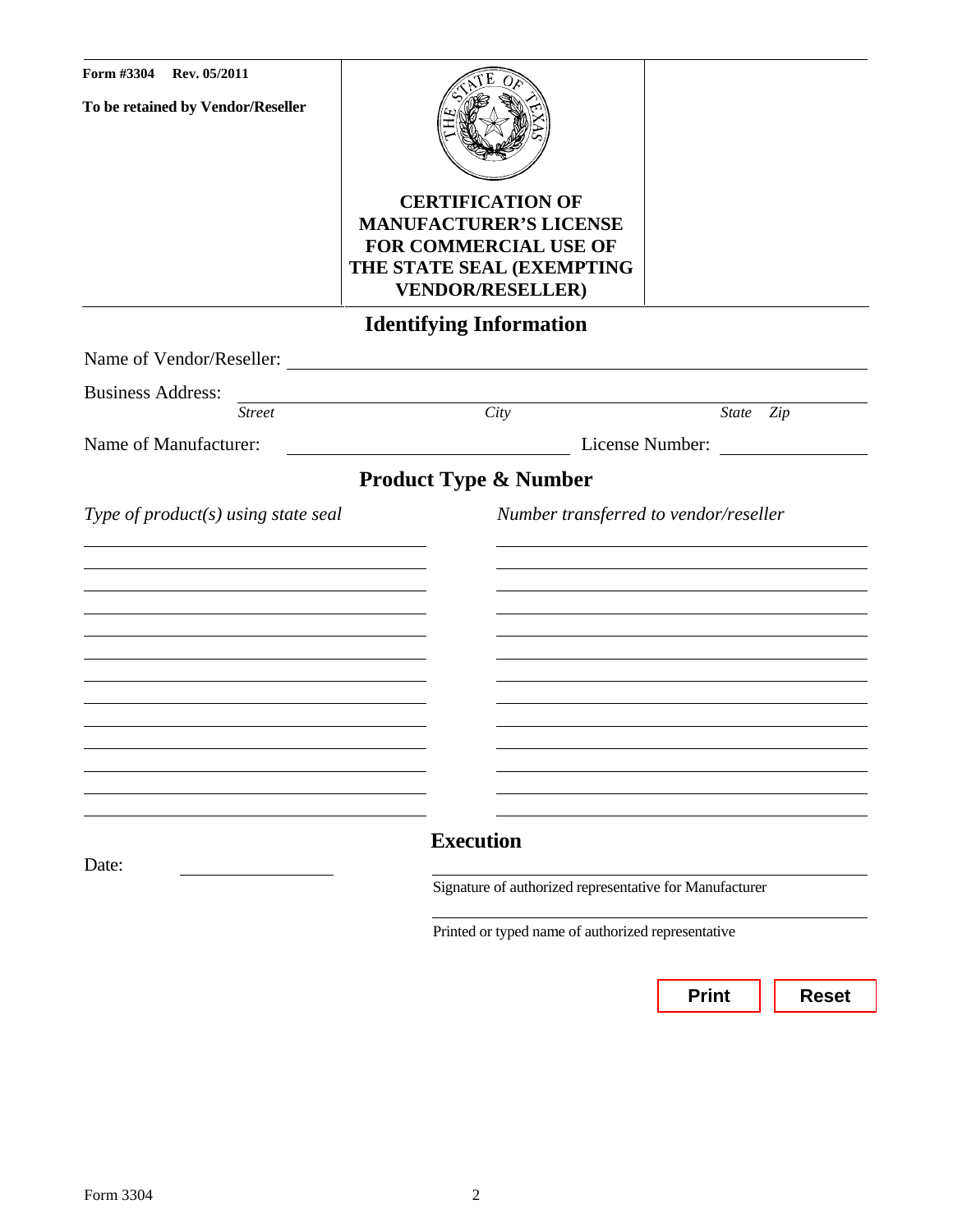Form #3304 Rev. 05/2011

**To be retained by Vendor/Reseller**

# CERTIFICATION OF MANUFACTURER'S LICENSE FOR COMMERCIAL USE OF THE STATE SEAL (EXEMPTING VENDOR/RESELLER)

## Identifying Information

Name of Vendor/Reseller: ______________________________

Business Address: ______________________________
*Street* *City* *State* *Zip*

Name of Manufacturer: ____________________ License Number: ____________

## Product Type & Number

| *Type of product(s) using state seal* | *Number transferred to vendor/reseller* |
| --- | --- |
| | |
| | |
| | |
| | |
| | |
| | |
| | |
| | |
| | |
| | |
| | |
| | |

## Execution

Date: ____________

______________________________
Signature of authorized representative for Manufacturer

______________________________
Printed or typed name of authorized representative

Print Reset

Form 3304